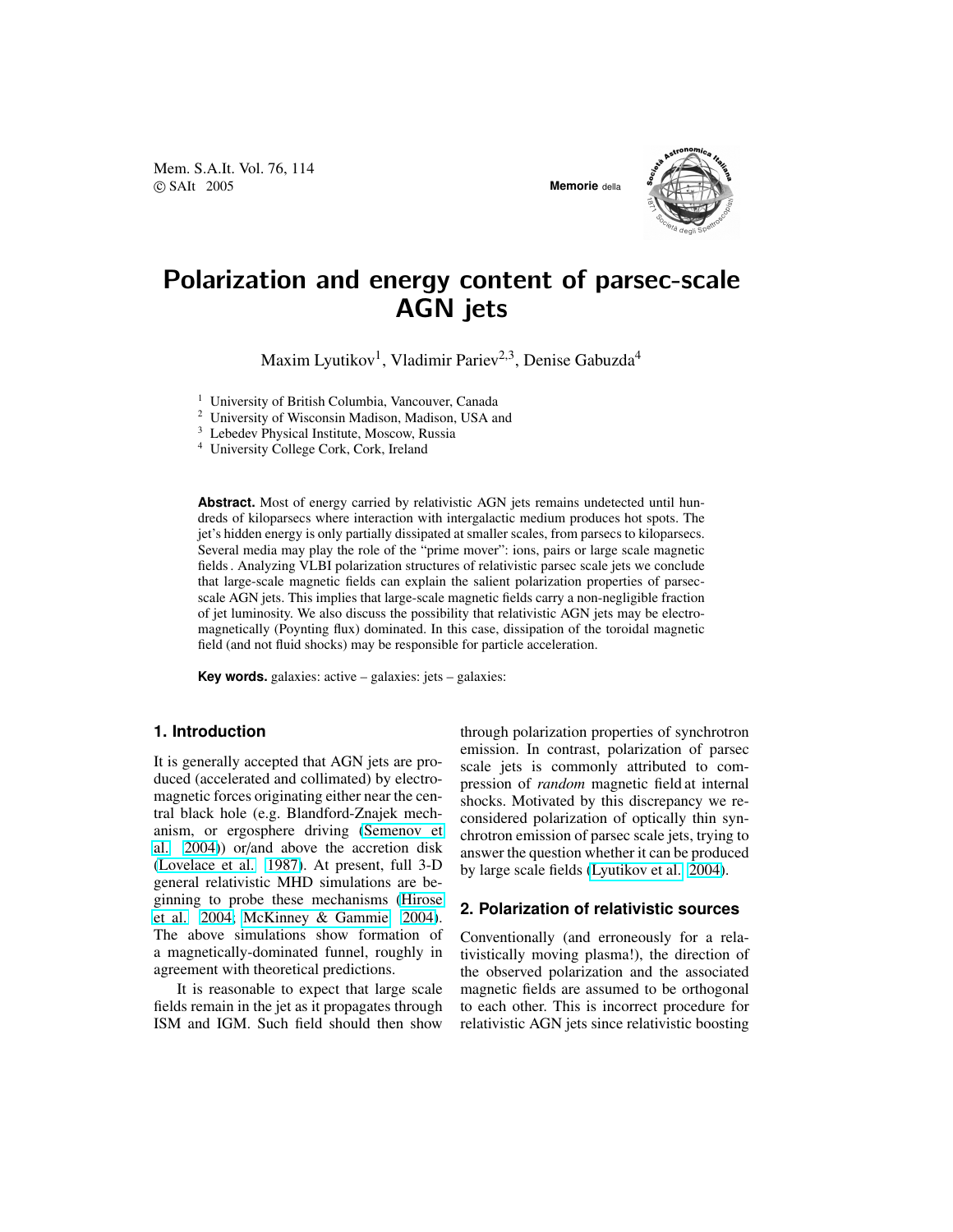# Polarization and energy content of parsec-scale AGN jets

Maxim Lyutikov[1], Vladimir Pariev[2,3], Denise Gabuzda[4]

[1] University of British Columbia, Vancouver, Canada
[2] University of Wisconsin Madison, Madison, USA and
[3] Lebedev Physical Institute, Moscow, Russia
[4] University College Cork, Cork, Ireland

**Abstract.** Most of energy carried by relativistic AGN jets remains undetected until hundreds of kiloparsecs where interaction with intergalactic medium produces hot spots. The jet's hidden energy is only partially dissipated at smaller scales, from parsecs to kiloparsecs. Several media may play the role of the "prime mover": ions, pairs or large scale magnetic fields . Analyzing VLBI polarization structures of relativistic parsec scale jets we conclude that large-scale magnetic fields can explain the salient polarization properties of parsec-scale AGN jets. This implies that large-scale magnetic fields carry a non-negligible fraction of jet luminosity. We also discuss the possibility that relativistic AGN jets may be electromagnetically (Poynting flux) dominated. In this case, dissipation of the toroidal magnetic field (and not fluid shocks) may be responsible for particle acceleration.

**Key words.** galaxies: active – galaxies: jets – galaxies:

## 1. Introduction

It is generally accepted that AGN jets are produced (accelerated and collimated) by electromagnetic forces originating either near the central black hole (e.g. Blandford-Znajek mechanism, or ergosphere driving (Semenov et al. 2004)) or/and above the accretion disk (Lovelace et al. 1987). At present, full 3-D general relativistic MHD simulations are beginning to probe these mechanisms (Hirose et al. 2004; McKinney & Gammie 2004). The above simulations show formation of a magnetically-dominated funnel, roughly in agreement with theoretical predictions.

It is reasonable to expect that large scale fields remain in the jet as it propagates through ISM and IGM. Such field should then show through polarization properties of synchrotron emission. In contrast, polarization of parsec scale jets is commonly attributed to compression of *random* magnetic field at internal shocks. Motivated by this discrepancy we reconsidered polarization of optically thin synchrotron emission of parsec scale jets, trying to answer the question whether it can be produced by large scale fields (Lyutikov et al. 2004).

## 2. Polarization of relativistic sources

Conventionally (and erroneously for a relativistically moving plasma!), the direction of the observed polarization and the associated magnetic fields are assumed to be orthogonal to each other. This is incorrect procedure for relativistic AGN jets since relativistic boosting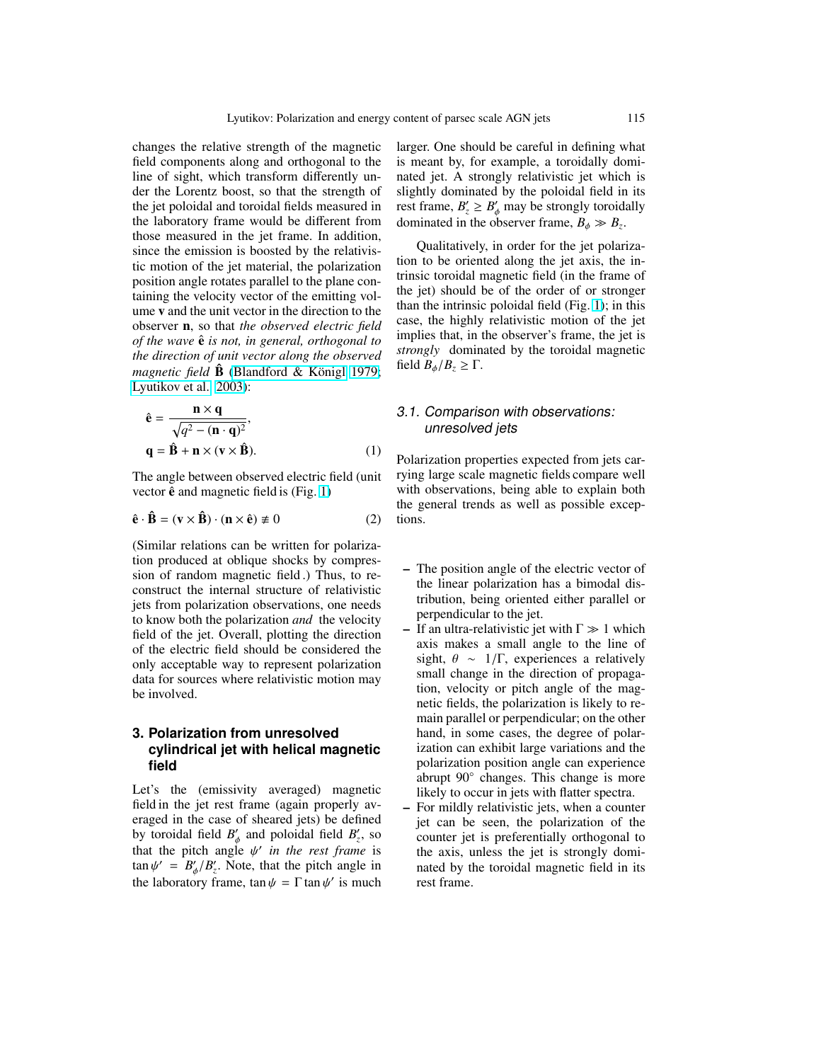changes the relative strength of the magnetic field components along and orthogonal to the line of sight, which transform differently under the Lorentz boost, so that the strength of the jet poloidal and toroidal fields measured in the laboratory frame would be different from those measured in the jet frame. In addition, since the emission is boosted by the relativistic motion of the jet material, the polarization position angle rotates parallel to the plane containing the velocity vector of the emitting volume $\mathbf{v}$ and the unit vector in the direction to the observer $\mathbf{n}$, so that *the observed electric field of the wave* $\hat{\mathbf{e}}$ *is not, in general, orthogonal to the direction of unit vector along the observed magnetic field* $\hat{\mathbf{B}}$ (Blandford & Königl 1979; Lyutikov et al. 2003):

$$\hat{\mathbf{e}} = \frac{\mathbf{n} \times \mathbf{q}}{\sqrt{q^2 - (\mathbf{n} \cdot \mathbf{q})^2}},$$
$$\mathbf{q} = \hat{\mathbf{B}} + \mathbf{n} \times (\mathbf{v} \times \hat{\mathbf{B}}). \tag{1}$$

The angle between observed electric field (unit vector $\hat{\mathbf{e}}$ and magnetic field is (Fig. 1)

$$\hat{\mathbf{e}} \cdot \hat{\mathbf{B}} = (\mathbf{v} \times \hat{\mathbf{B}}) \cdot (\mathbf{n} \times \hat{\mathbf{e}}) \not\equiv 0 \tag{2}$$

(Similar relations can be written for polarization produced at oblique shocks by compression of random magnetic field .) Thus, to reconstruct the internal structure of relativistic jets from polarization observations, one needs to know both the polarization *and* the velocity field of the jet. Overall, plotting the direction of the electric field should be considered the only acceptable way to represent polarization data for sources where relativistic motion may be involved.

## 3. Polarization from unresolved cylindrical jet with helical magnetic field

Let's the (emissivity averaged) magnetic field in the jet rest frame (again properly averaged in the case of sheared jets) be defined by toroidal field $B'_\phi$ and poloidal field $B'_z$, so that the pitch angle $\psi'$ *in the rest frame* is $\tan\psi' = B'_\phi/B'_z$. Note, that the pitch angle in the laboratory frame, $\tan\psi = \Gamma\tan\psi'$ is much larger. One should be careful in defining what is meant by, for example, a toroidally dominated jet. A strongly relativistic jet which is slightly dominated by the poloidal field in its rest frame, $B'_z \geq B'_\phi$ may be strongly toroidally dominated in the observer frame, $B_\phi \gg B_z$.

Qualitatively, in order for the jet polarization to be oriented along the jet axis, the intrinsic toroidal magnetic field (in the frame of the jet) should be of the order of or stronger than the intrinsic poloidal field (Fig. 1); in this case, the highly relativistic motion of the jet implies that, in the observer's frame, the jet is *strongly* dominated by the toroidal magnetic field $B_\phi/B_z \geq \Gamma$.

### 3.1. Comparison with observations: unresolved jets

Polarization properties expected from jets carrying large scale magnetic fields compare well with observations, being able to explain both the general trends as well as possible exceptions.

- The position angle of the electric vector of the linear polarization has a bimodal distribution, being oriented either parallel or perpendicular to the jet.
- If an ultra-relativistic jet with $\Gamma \gg 1$ which axis makes a small angle to the line of sight, $\theta \sim 1/\Gamma$, experiences a relatively small change in the direction of propagation, velocity or pitch angle of the magnetic fields, the polarization is likely to remain parallel or perpendicular; on the other hand, in some cases, the degree of polarization can exhibit large variations and the polarization position angle can experience abrupt $90^\circ$ changes. This change is more likely to occur in jets with flatter spectra.
- For mildly relativistic jets, when a counter jet can be seen, the polarization of the counter jet is preferentially orthogonal to the axis, unless the jet is strongly dominated by the toroidal magnetic field in its rest frame.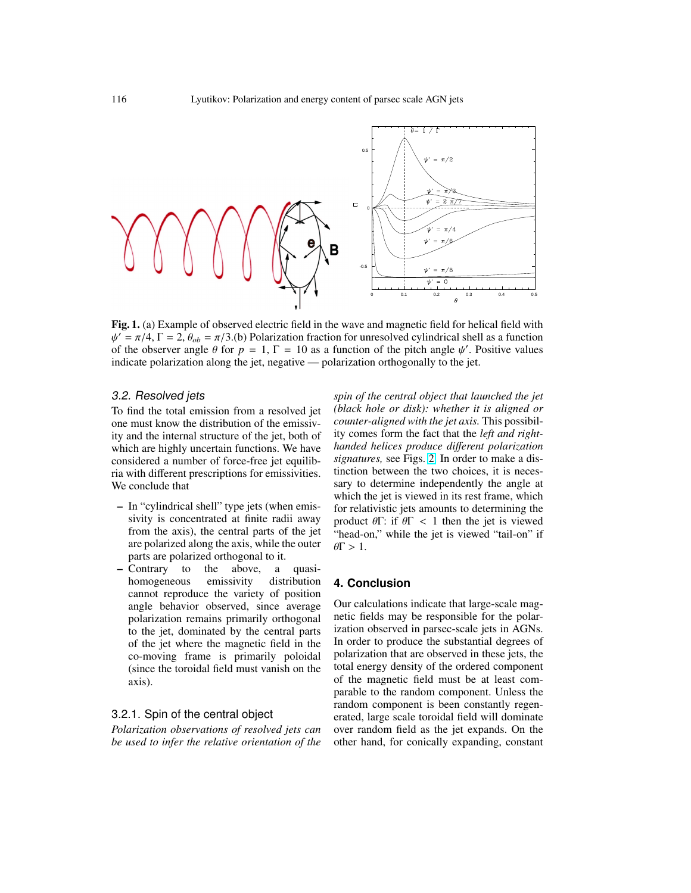**Fig. 1.** (a) Example of observed electric field in the wave and magnetic field for helical field with $\psi' = \pi/4$, $\Gamma = 2$, $\theta_{ob} = \pi/3$.(b) Polarization fraction for unresolved cylindrical shell as a function of the observer angle $\theta$ for $p = 1$, $\Gamma = 10$ as a function of the pitch angle $\psi'$. Positive values indicate polarization along the jet, negative — polarization orthogonally to the jet.

### 3.2. Resolved jets

To find the total emission from a resolved jet one must know the distribution of the emissivity and the internal structure of the jet, both of which are highly uncertain functions. We have considered a number of force-free jet equilibria with different prescriptions for emissivities. We conclude that

- In "cylindrical shell" type jets (when emissivity is concentrated at finite radii away from the axis), the central parts of the jet are polarized along the axis, while the outer parts are polarized orthogonal to it.
- Contrary to the above, a quasi-homogeneous emissivity distribution cannot reproduce the variety of position angle behavior observed, since average polarization remains primarily orthogonal to the jet, dominated by the central parts of the jet where the magnetic field in the co-moving frame is primarily poloidal (since the toroidal field must vanish on the axis).

#### 3.2.1. Spin of the central object

*Polarization observations of resolved jets can be used to infer the relative orientation of the spin of the central object that launched the jet (black hole or disk): whether it is aligned or counter-aligned with the jet axis.* This possibility comes form the fact that the *left and right-handed helices produce different polarization signatures,* see Figs. 2. In order to make a distinction between the two choices, it is necessary to determine independently the angle at which the jet is viewed in its rest frame, which for relativistic jets amounts to determining the product $\theta\Gamma$: if $\theta\Gamma < 1$ then the jet is viewed "head-on," while the jet is viewed "tail-on" if $\theta\Gamma > 1$.

## 4. Conclusion

Our calculations indicate that large-scale magnetic fields may be responsible for the polarization observed in parsec-scale jets in AGNs. In order to produce the substantial degrees of polarization that are observed in these jets, the total energy density of the ordered component of the magnetic field must be at least comparable to the random component. Unless the random component is been constantly regenerated, large scale toroidal field will dominate over random field as the jet expands. On the other hand, for conically expanding, constant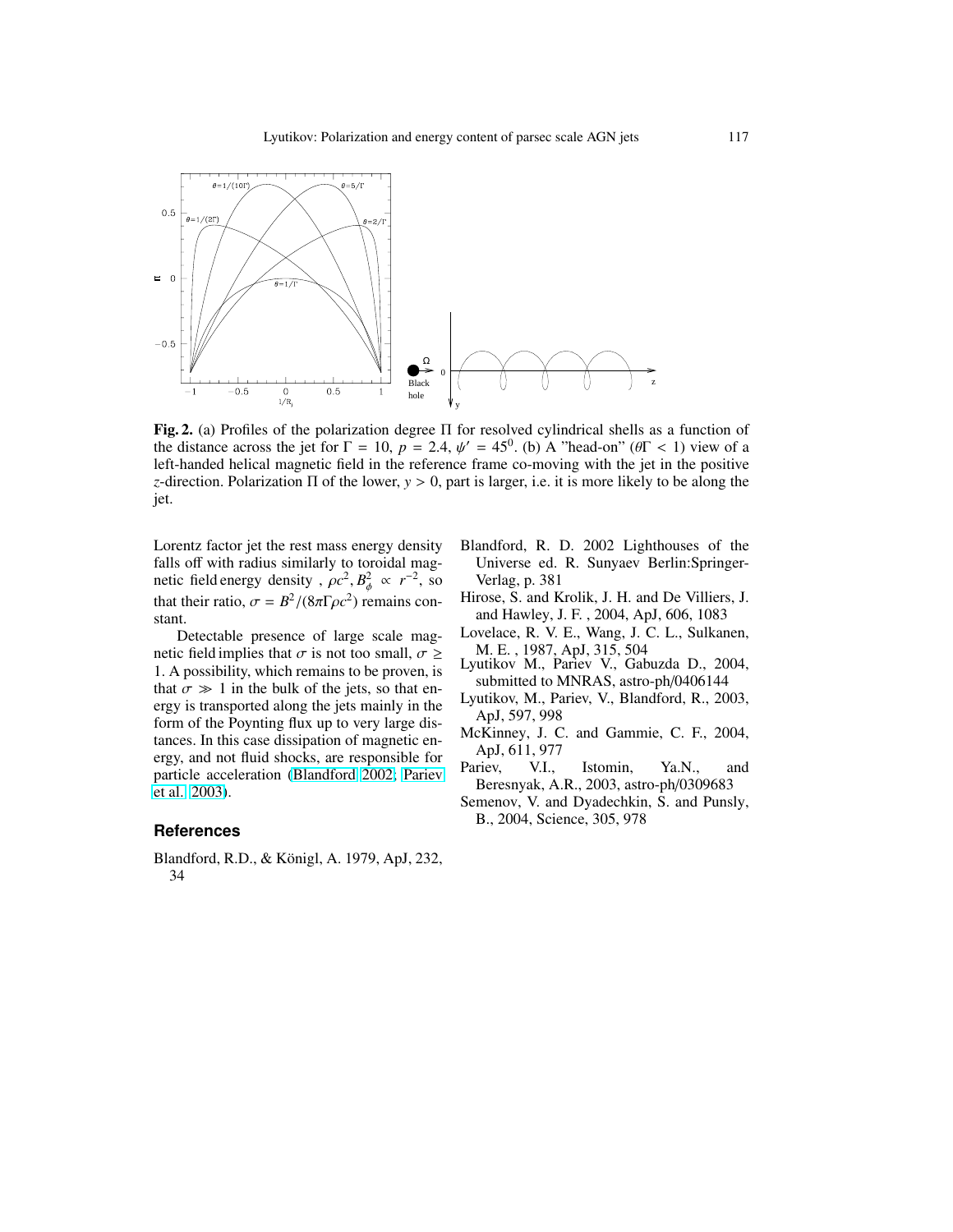$\theta=1/(10\Gamma)$

$\theta=5/\Gamma$

$\theta=1/(2\Gamma)$

$\theta=2/\Gamma$

$\theta=1/\Gamma$

$\Pi$

0.5

0

−0.5

−1 −0.5 0 0.5 1

$1/R_j$

Ω

Black hole

0

z

y

**Fig. 2.** (a) Profiles of the polarization degree $\Pi$ for resolved cylindrical shells as a function of the distance across the jet for $\Gamma = 10$, $p = 2.4$, $\psi' = 45^0$. (b) A "head-on" ($\theta\Gamma < 1$) view of a left-handed helical magnetic field in the reference frame co-moving with the jet in the positive $z$-direction. Polarization $\Pi$ of the lower, $y > 0$, part is larger, i.e. it is more likely to be along the jet.

Lorentz factor jet the rest mass energy density falls off with radius similarly to toroidal magnetic field energy density , $\rho c^2, B_\phi^2 \propto r^{-2}$, so that their ratio, $\sigma = B^2/(8\pi\Gamma\rho c^2)$ remains constant.

Detectable presence of large scale magnetic field implies that $\sigma$ is not too small, $\sigma \geq 1$. A possibility, which remains to be proven, is that $\sigma \gg 1$ in the bulk of the jets, so that energy is transported along the jets mainly in the form of the Poynting flux up to very large distances. In this case dissipation of magnetic energy, and not fluid shocks, are responsible for particle acceleration (Blandford 2002; Pariev et al. 2003).

## References

Blandford, R.D., & Königl, A. 1979, ApJ, 232, 34

Blandford, R. D. 2002 Lighthouses of the Universe ed. R. Sunyaev Berlin:Springer-Verlag, p. 381

Hirose, S. and Krolik, J. H. and De Villiers, J. and Hawley, J. F. , 2004, ApJ, 606, 1083

Lovelace, R. V. E., Wang, J. C. L., Sulkanen, M. E. , 1987, ApJ, 315, 504

Lyutikov M., Pariev V., Gabuzda D., 2004, submitted to MNRAS, astro-ph/0406144

Lyutikov, M., Pariev, V., Blandford, R., 2003, ApJ, 597, 998

McKinney, J. C. and Gammie, C. F., 2004, ApJ, 611, 977

Pariev, V.I., Istomin, Ya.N., and Beresnyak, A.R., 2003, astro-ph/0309683

Semenov, V. and Dyadechkin, S. and Punsly, B., 2004, Science, 305, 978